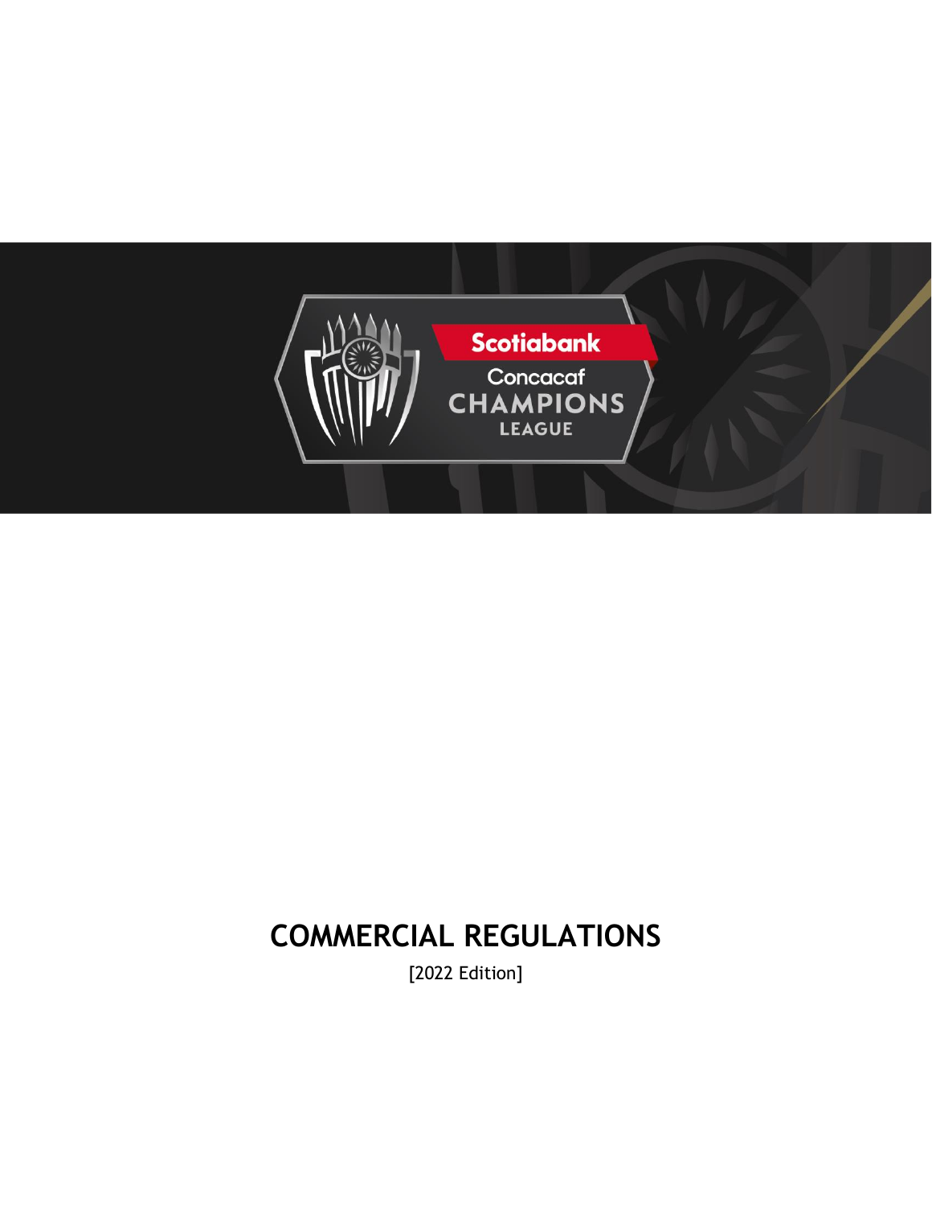# COMMERCIAL REGULATIONS

[2022 Edition]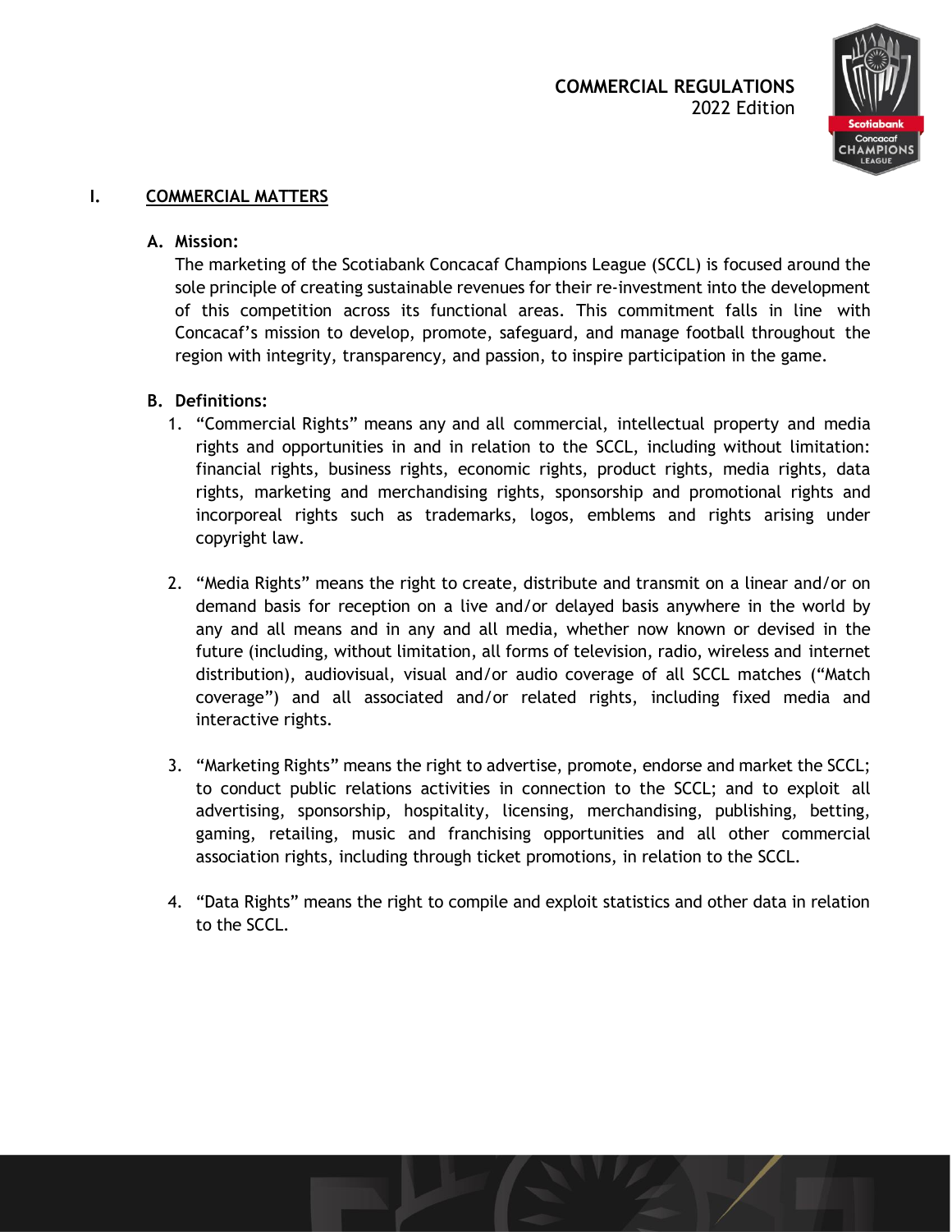## I. COMMERCIAL MATTERS

### A. Mission:

The marketing of the Scotiabank Concacaf Champions League (SCCL) is focused around the sole principle of creating sustainable revenues for their re-investment into the development of this competition across its functional areas. This commitment falls in line with Concacaf's mission to develop, promote, safeguard, and manage football throughout the region with integrity, transparency, and passion, to inspire participation in the game.

### B. Definitions:

1. "Commercial Rights" means any and all commercial, intellectual property and media rights and opportunities in and in relation to the SCCL, including without limitation: financial rights, business rights, economic rights, product rights, media rights, data rights, marketing and merchandising rights, sponsorship and promotional rights and incorporeal rights such as trademarks, logos, emblems and rights arising under copyright law.

2. "Media Rights" means the right to create, distribute and transmit on a linear and/or on demand basis for reception on a live and/or delayed basis anywhere in the world by any and all means and in any and all media, whether now known or devised in the future (including, without limitation, all forms of television, radio, wireless and internet distribution), audiovisual, visual and/or audio coverage of all SCCL matches ("Match coverage") and all associated and/or related rights, including fixed media and interactive rights.

3. "Marketing Rights" means the right to advertise, promote, endorse and market the SCCL; to conduct public relations activities in connection to the SCCL; and to exploit all advertising, sponsorship, hospitality, licensing, merchandising, publishing, betting, gaming, retailing, music and franchising opportunities and all other commercial association rights, including through ticket promotions, in relation to the SCCL.

4. "Data Rights" means the right to compile and exploit statistics and other data in relation to the SCCL.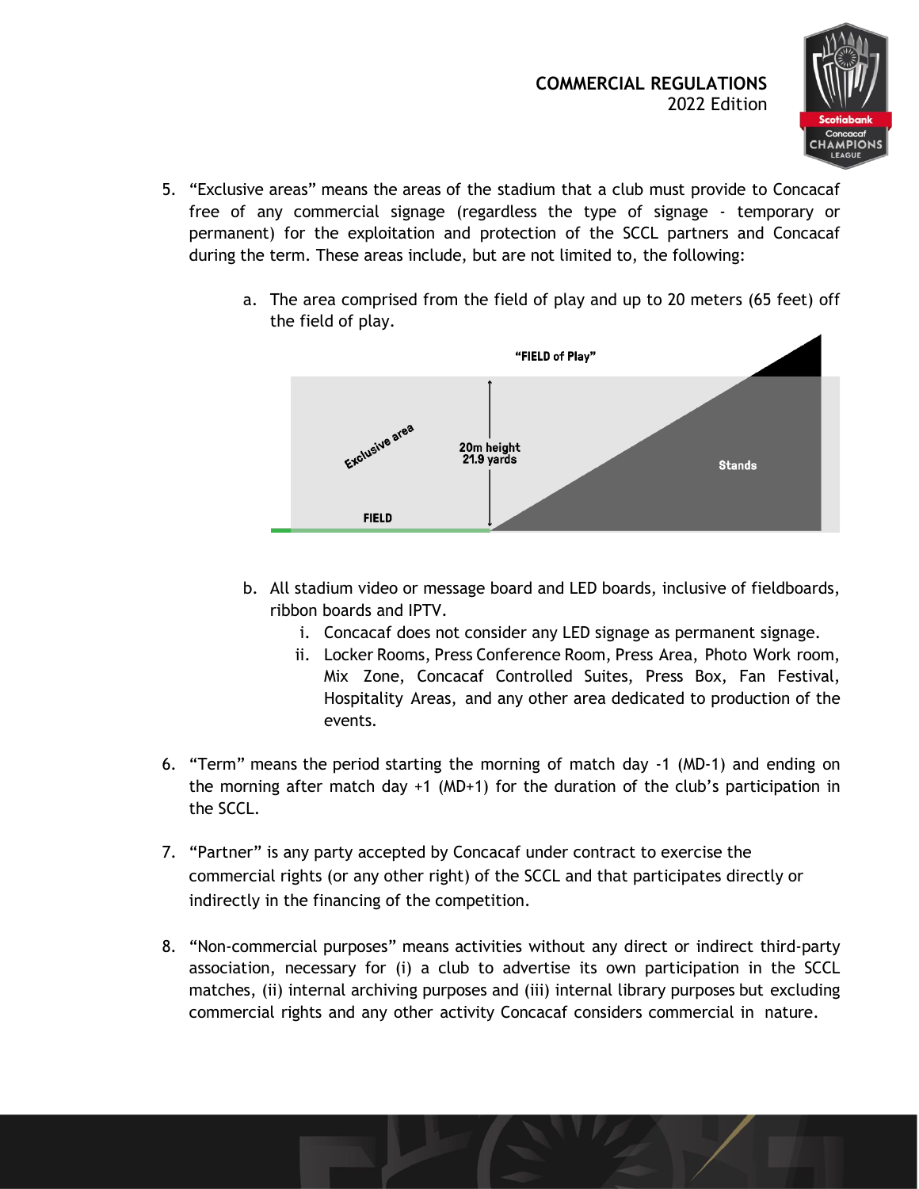5. "Exclusive areas" means the areas of the stadium that a club must provide to Concacaf free of any commercial signage (regardless the type of signage - temporary or permanent) for the exploitation and protection of the SCCL partners and Concacaf during the term. These areas include, but are not limited to, the following:

   a. The area comprised from the field of play and up to 20 meters (65 feet) off the field of play.

   b. All stadium video or message board and LED boards, inclusive of fieldboards, ribbon boards and IPTV.
      i. Concacaf does not consider any LED signage as permanent signage.
      ii. Locker Rooms, Press Conference Room, Press Area, Photo Work room, Mix Zone, Concacaf Controlled Suites, Press Box, Fan Festival, Hospitality Areas, and any other area dedicated to production of the events.

6. "Term" means the period starting the morning of match day -1 (MD-1) and ending on the morning after match day +1 (MD+1) for the duration of the club's participation in the SCCL.

7. "Partner" is any party accepted by Concacaf under contract to exercise the commercial rights (or any other right) of the SCCL and that participates directly or indirectly in the financing of the competition.

8. "Non-commercial purposes" means activities without any direct or indirect third-party association, necessary for (i) a club to advertise its own participation in the SCCL matches, (ii) internal archiving purposes and (iii) internal library purposes but excluding commercial rights and any other activity Concacaf considers commercial in nature.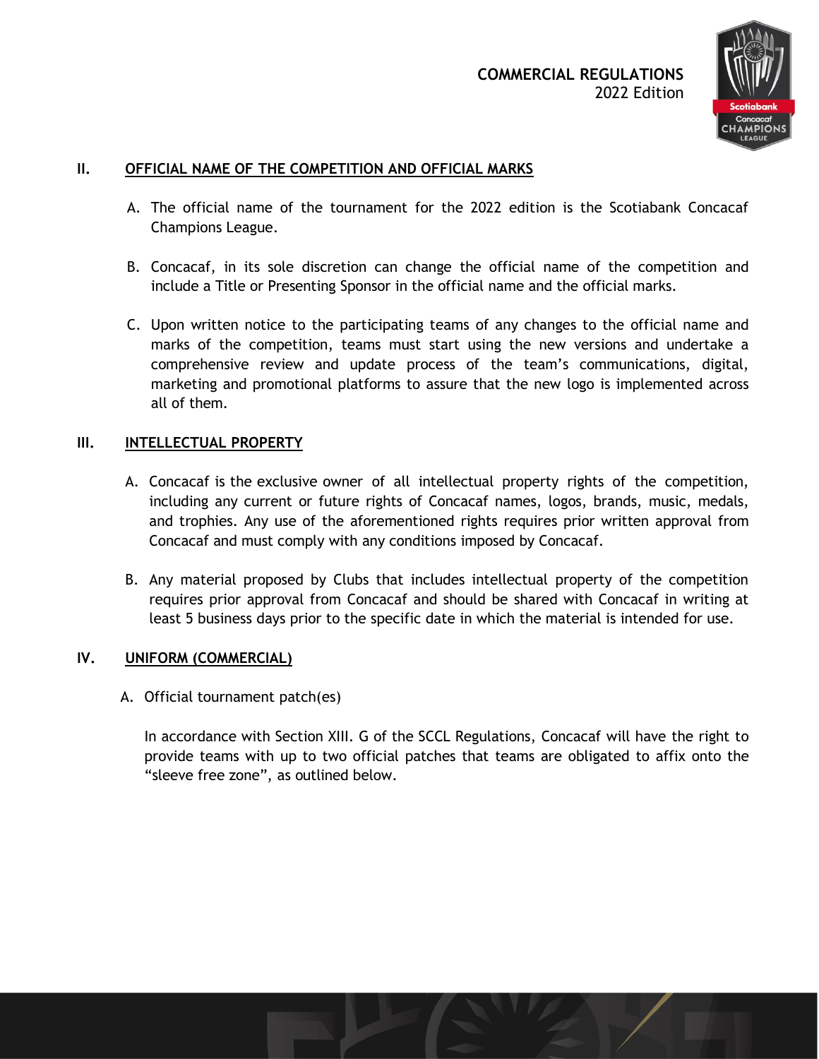## II. OFFICIAL NAME OF THE COMPETITION AND OFFICIAL MARKS

A. The official name of the tournament for the 2022 edition is the Scotiabank Concacaf Champions League.

B. Concacaf, in its sole discretion can change the official name of the competition and include a Title or Presenting Sponsor in the official name and the official marks.

C. Upon written notice to the participating teams of any changes to the official name and marks of the competition, teams must start using the new versions and undertake a comprehensive review and update process of the team's communications, digital, marketing and promotional platforms to assure that the new logo is implemented across all of them.

## III. INTELLECTUAL PROPERTY

A. Concacaf is the exclusive owner of all intellectual property rights of the competition, including any current or future rights of Concacaf names, logos, brands, music, medals, and trophies. Any use of the aforementioned rights requires prior written approval from Concacaf and must comply with any conditions imposed by Concacaf.

B. Any material proposed by Clubs that includes intellectual property of the competition requires prior approval from Concacaf and should be shared with Concacaf in writing at least 5 business days prior to the specific date in which the material is intended for use.

## IV. UNIFORM (COMMERCIAL)

A. Official tournament patch(es)

In accordance with Section XIII. G of the SCCL Regulations, Concacaf will have the right to provide teams with up to two official patches that teams are obligated to affix onto the "sleeve free zone", as outlined below.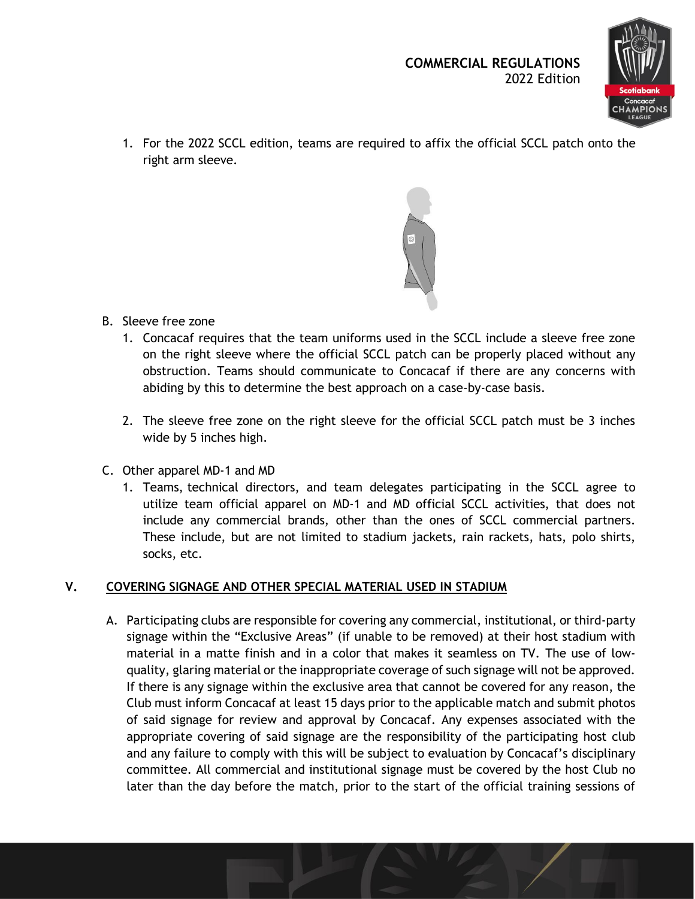1. For the 2022 SCCL edition, teams are required to affix the official SCCL patch onto the right arm sleeve.

B. Sleeve free zone

1. Concacaf requires that the team uniforms used in the SCCL include a sleeve free zone on the right sleeve where the official SCCL patch can be properly placed without any obstruction. Teams should communicate to Concacaf if there are any concerns with abiding by this to determine the best approach on a case-by-case basis.

2. The sleeve free zone on the right sleeve for the official SCCL patch must be 3 inches wide by 5 inches high.

C. Other apparel MD-1 and MD

1. Teams, technical directors, and team delegates participating in the SCCL agree to utilize team official apparel on MD-1 and MD official SCCL activities, that does not include any commercial brands, other than the ones of SCCL commercial partners. These include, but are not limited to stadium jackets, rain rackets, hats, polo shirts, socks, etc.

## V. COVERING SIGNAGE AND OTHER SPECIAL MATERIAL USED IN STADIUM

A. Participating clubs are responsible for covering any commercial, institutional, or third-party signage within the "Exclusive Areas" (if unable to be removed) at their host stadium with material in a matte finish and in a color that makes it seamless on TV. The use of low-quality, glaring material or the inappropriate coverage of such signage will not be approved. If there is any signage within the exclusive area that cannot be covered for any reason, the Club must inform Concacaf at least 15 days prior to the applicable match and submit photos of said signage for review and approval by Concacaf. Any expenses associated with the appropriate covering of said signage are the responsibility of the participating host club and any failure to comply with this will be subject to evaluation by Concacaf's disciplinary committee. All commercial and institutional signage must be covered by the host Club no later than the day before the match, prior to the start of the official training sessions of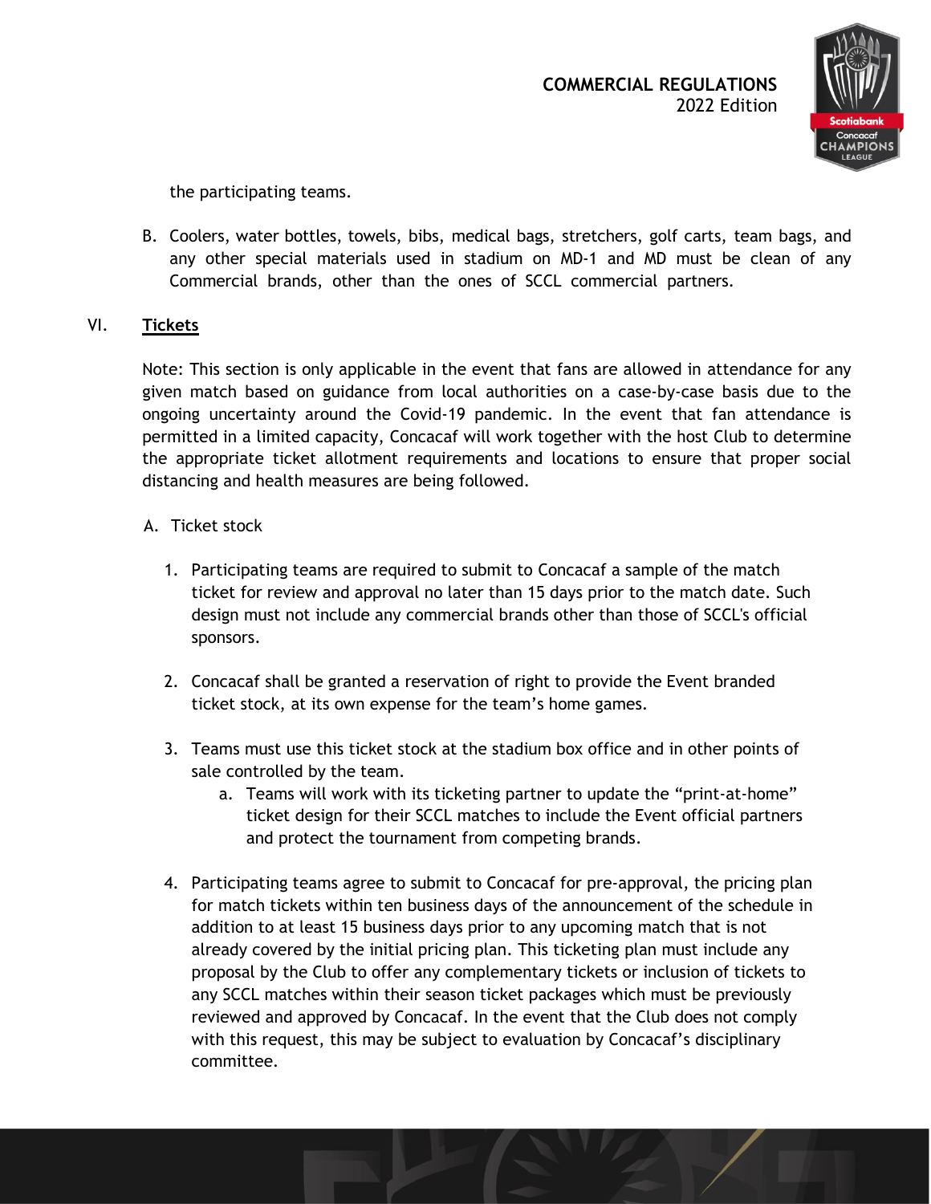the participating teams.

B. Coolers, water bottles, towels, bibs, medical bags, stretchers, golf carts, team bags, and any other special materials used in stadium on MD-1 and MD must be clean of any Commercial brands, other than the ones of SCCL commercial partners.

## VI. Tickets

Note: This section is only applicable in the event that fans are allowed in attendance for any given match based on guidance from local authorities on a case-by-case basis due to the ongoing uncertainty around the Covid-19 pandemic. In the event that fan attendance is permitted in a limited capacity, Concacaf will work together with the host Club to determine the appropriate ticket allotment requirements and locations to ensure that proper social distancing and health measures are being followed.

A. Ticket stock

1. Participating teams are required to submit to Concacaf a sample of the match ticket for review and approval no later than 15 days prior to the match date. Such design must not include any commercial brands other than those of SCCL's official sponsors.

2. Concacaf shall be granted a reservation of right to provide the Event branded ticket stock, at its own expense for the team's home games.

3. Teams must use this ticket stock at the stadium box office and in other points of sale controlled by the team.
   a. Teams will work with its ticketing partner to update the "print-at-home" ticket design for their SCCL matches to include the Event official partners and protect the tournament from competing brands.

4. Participating teams agree to submit to Concacaf for pre-approval, the pricing plan for match tickets within ten business days of the announcement of the schedule in addition to at least 15 business days prior to any upcoming match that is not already covered by the initial pricing plan. This ticketing plan must include any proposal by the Club to offer any complementary tickets or inclusion of tickets to any SCCL matches within their season ticket packages which must be previously reviewed and approved by Concacaf. In the event that the Club does not comply with this request, this may be subject to evaluation by Concacaf's disciplinary committee.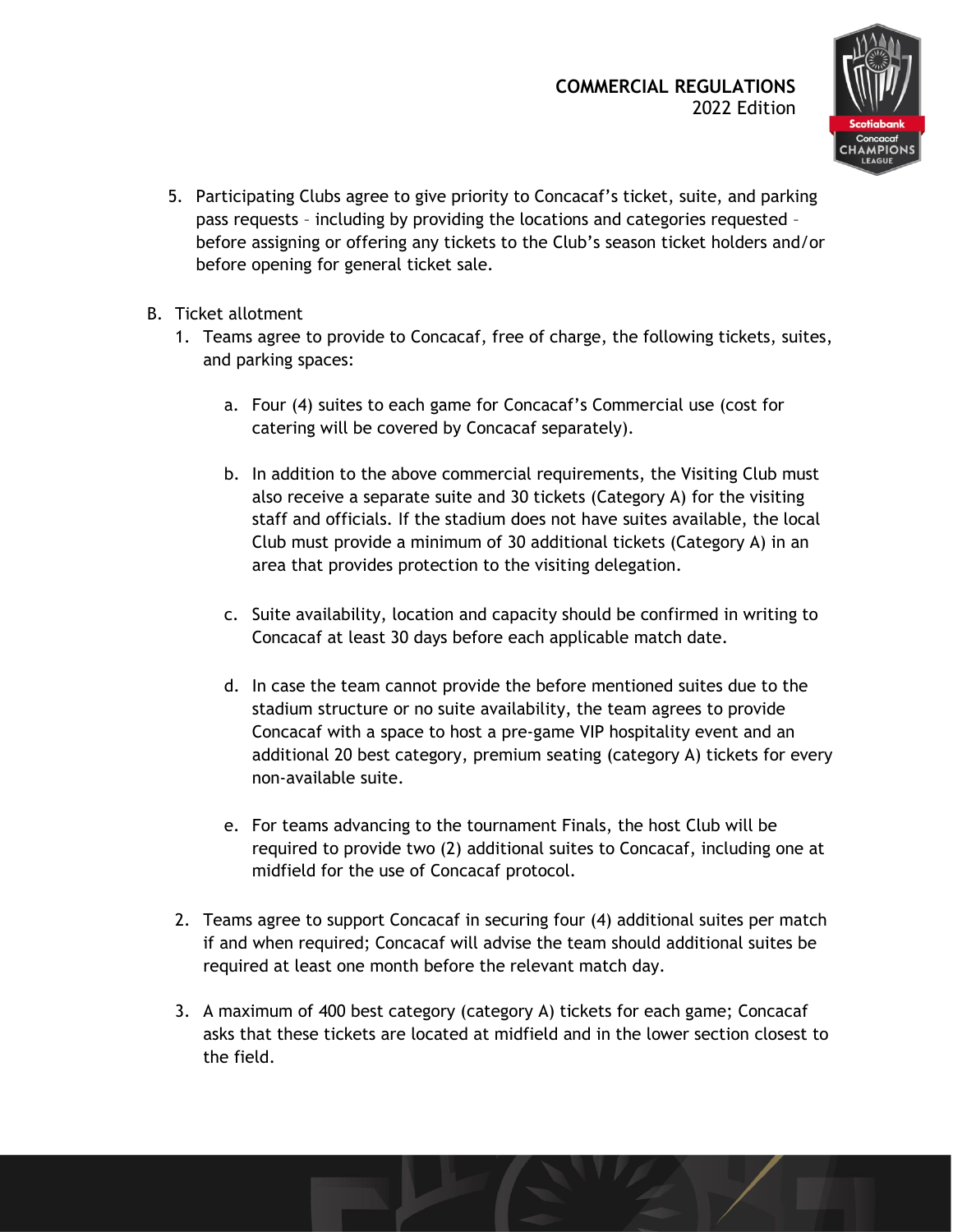5. Participating Clubs agree to give priority to Concacaf's ticket, suite, and parking pass requests – including by providing the locations and categories requested – before assigning or offering any tickets to the Club's season ticket holders and/or before opening for general ticket sale.

B. Ticket allotment

1. Teams agree to provide to Concacaf, free of charge, the following tickets, suites, and parking spaces:

   a. Four (4) suites to each game for Concacaf's Commercial use (cost for catering will be covered by Concacaf separately).

   b. In addition to the above commercial requirements, the Visiting Club must also receive a separate suite and 30 tickets (Category A) for the visiting staff and officials. If the stadium does not have suites available, the local Club must provide a minimum of 30 additional tickets (Category A) in an area that provides protection to the visiting delegation.

   c. Suite availability, location and capacity should be confirmed in writing to Concacaf at least 30 days before each applicable match date.

   d. In case the team cannot provide the before mentioned suites due to the stadium structure or no suite availability, the team agrees to provide Concacaf with a space to host a pre-game VIP hospitality event and an additional 20 best category, premium seating (category A) tickets for every non-available suite.

   e. For teams advancing to the tournament Finals, the host Club will be required to provide two (2) additional suites to Concacaf, including one at midfield for the use of Concacaf protocol.

2. Teams agree to support Concacaf in securing four (4) additional suites per match if and when required; Concacaf will advise the team should additional suites be required at least one month before the relevant match day.

3. A maximum of 400 best category (category A) tickets for each game; Concacaf asks that these tickets are located at midfield and in the lower section closest to the field.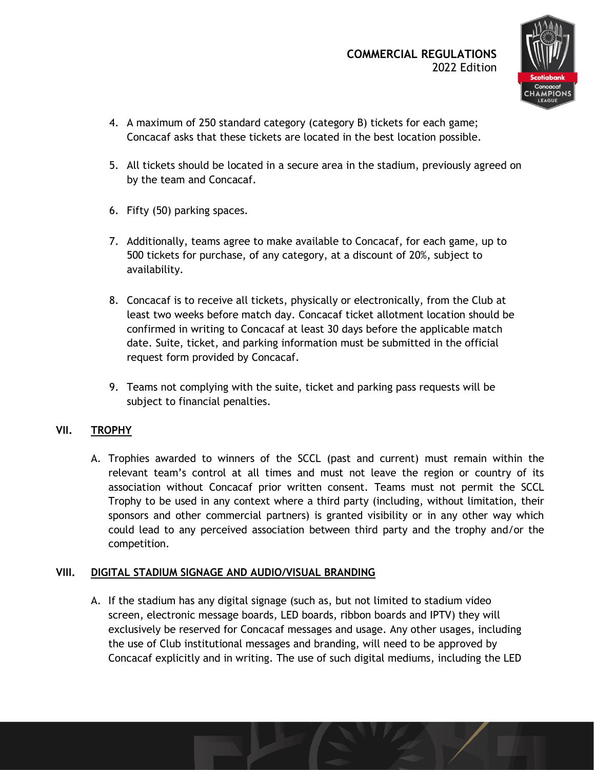4. A maximum of 250 standard category (category B) tickets for each game; Concacaf asks that these tickets are located in the best location possible.

5. All tickets should be located in a secure area in the stadium, previously agreed on by the team and Concacaf.

6. Fifty (50) parking spaces.

7. Additionally, teams agree to make available to Concacaf, for each game, up to 500 tickets for purchase, of any category, at a discount of 20%, subject to availability.

8. Concacaf is to receive all tickets, physically or electronically, from the Club at least two weeks before match day. Concacaf ticket allotment location should be confirmed in writing to Concacaf at least 30 days before the applicable match date. Suite, ticket, and parking information must be submitted in the official request form provided by Concacaf.

9. Teams not complying with the suite, ticket and parking pass requests will be subject to financial penalties.

## VII. TROPHY

A. Trophies awarded to winners of the SCCL (past and current) must remain within the relevant team's control at all times and must not leave the region or country of its association without Concacaf prior written consent. Teams must not permit the SCCL Trophy to be used in any context where a third party (including, without limitation, their sponsors and other commercial partners) is granted visibility or in any other way which could lead to any perceived association between third party and the trophy and/or the competition.

## VIII. DIGITAL STADIUM SIGNAGE AND AUDIO/VISUAL BRANDING

A. If the stadium has any digital signage (such as, but not limited to stadium video screen, electronic message boards, LED boards, ribbon boards and IPTV) they will exclusively be reserved for Concacaf messages and usage. Any other usages, including the use of Club institutional messages and branding, will need to be approved by Concacaf explicitly and in writing. The use of such digital mediums, including the LED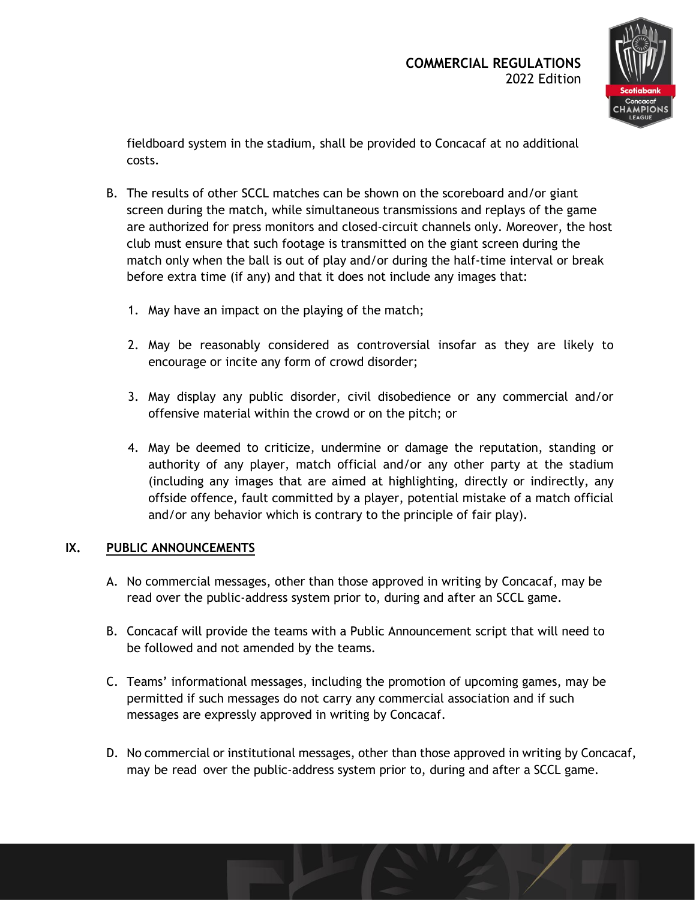fieldboard system in the stadium, shall be provided to Concacaf at no additional costs.

B. The results of other SCCL matches can be shown on the scoreboard and/or giant screen during the match, while simultaneous transmissions and replays of the game are authorized for press monitors and closed-circuit channels only. Moreover, the host club must ensure that such footage is transmitted on the giant screen during the match only when the ball is out of play and/or during the half-time interval or break before extra time (if any) and that it does not include any images that:

   1. May have an impact on the playing of the match;

   2. May be reasonably considered as controversial insofar as they are likely to encourage or incite any form of crowd disorder;

   3. May display any public disorder, civil disobedience or any commercial and/or offensive material within the crowd or on the pitch; or

   4. May be deemed to criticize, undermine or damage the reputation, standing or authority of any player, match official and/or any other party at the stadium (including any images that are aimed at highlighting, directly or indirectly, any offside offence, fault committed by a player, potential mistake of a match official and/or any behavior which is contrary to the principle of fair play).

## IX. PUBLIC ANNOUNCEMENTS

A. No commercial messages, other than those approved in writing by Concacaf, may be read over the public-address system prior to, during and after an SCCL game.

B. Concacaf will provide the teams with a Public Announcement script that will need to be followed and not amended by the teams.

C. Teams' informational messages, including the promotion of upcoming games, may be permitted if such messages do not carry any commercial association and if such messages are expressly approved in writing by Concacaf.

D. No commercial or institutional messages, other than those approved in writing by Concacaf, may be read over the public-address system prior to, during and after a SCCL game.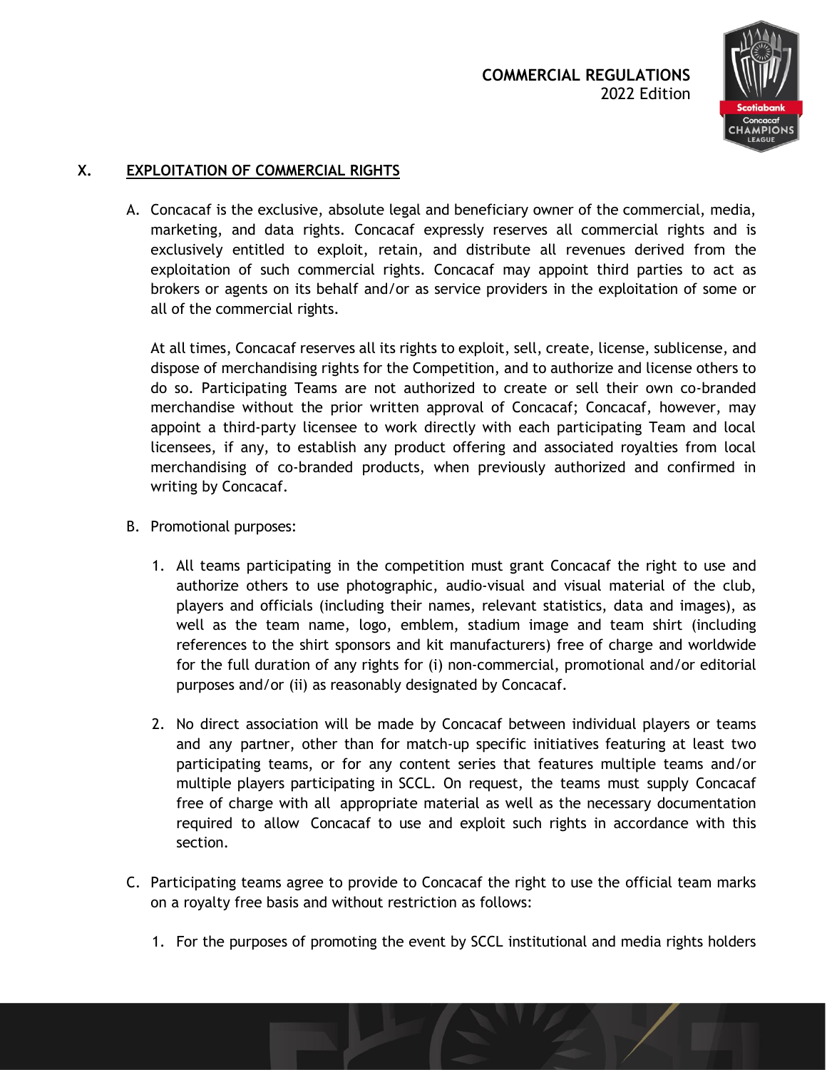## X. EXPLOITATION OF COMMERCIAL RIGHTS

A. Concacaf is the exclusive, absolute legal and beneficiary owner of the commercial, media, marketing, and data rights. Concacaf expressly reserves all commercial rights and is exclusively entitled to exploit, retain, and distribute all revenues derived from the exploitation of such commercial rights. Concacaf may appoint third parties to act as brokers or agents on its behalf and/or as service providers in the exploitation of some or all of the commercial rights.

   At all times, Concacaf reserves all its rights to exploit, sell, create, license, sublicense, and dispose of merchandising rights for the Competition, and to authorize and license others to do so. Participating Teams are not authorized to create or sell their own co-branded merchandise without the prior written approval of Concacaf; Concacaf, however, may appoint a third-party licensee to work directly with each participating Team and local licensees, if any, to establish any product offering and associated royalties from local merchandising of co-branded products, when previously authorized and confirmed in writing by Concacaf.

B. Promotional purposes:

   1. All teams participating in the competition must grant Concacaf the right to use and authorize others to use photographic, audio-visual and visual material of the club, players and officials (including their names, relevant statistics, data and images), as well as the team name, logo, emblem, stadium image and team shirt (including references to the shirt sponsors and kit manufacturers) free of charge and worldwide for the full duration of any rights for (i) non-commercial, promotional and/or editorial purposes and/or (ii) as reasonably designated by Concacaf.

   2. No direct association will be made by Concacaf between individual players or teams and any partner, other than for match-up specific initiatives featuring at least two participating teams, or for any content series that features multiple teams and/or multiple players participating in SCCL. On request, the teams must supply Concacaf free of charge with all appropriate material as well as the necessary documentation required to allow Concacaf to use and exploit such rights in accordance with this section.

C. Participating teams agree to provide to Concacaf the right to use the official team marks on a royalty free basis and without restriction as follows:

   1. For the purposes of promoting the event by SCCL institutional and media rights holders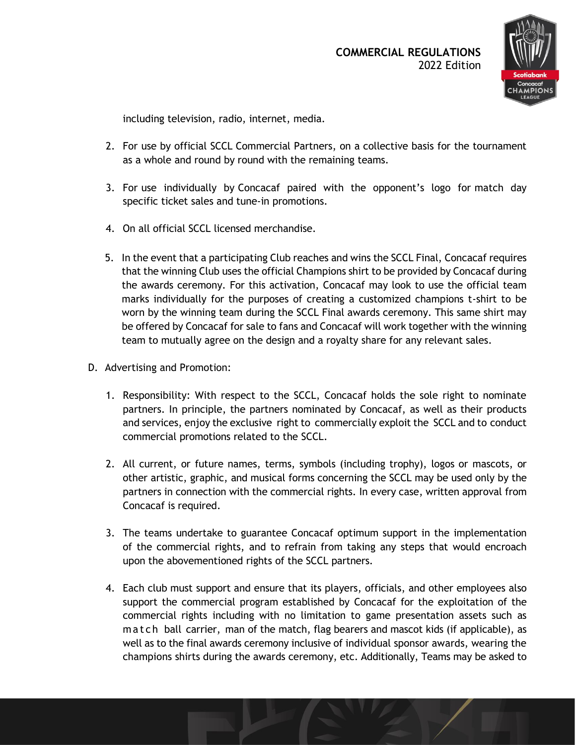including television, radio, internet, media.

2. For use by official SCCL Commercial Partners, on a collective basis for the tournament as a whole and round by round with the remaining teams.

3. For use individually by Concacaf paired with the opponent's logo for match day specific ticket sales and tune-in promotions.

4. On all official SCCL licensed merchandise.

5. In the event that a participating Club reaches and wins the SCCL Final, Concacaf requires that the winning Club uses the official Champions shirt to be provided by Concacaf during the awards ceremony. For this activation, Concacaf may look to use the official team marks individually for the purposes of creating a customized champions t-shirt to be worn by the winning team during the SCCL Final awards ceremony. This same shirt may be offered by Concacaf for sale to fans and Concacaf will work together with the winning team to mutually agree on the design and a royalty share for any relevant sales.

D. Advertising and Promotion:

1. Responsibility: With respect to the SCCL, Concacaf holds the sole right to nominate partners. In principle, the partners nominated by Concacaf, as well as their products and services, enjoy the exclusive right to commercially exploit the SCCL and to conduct commercial promotions related to the SCCL.

2. All current, or future names, terms, symbols (including trophy), logos or mascots, or other artistic, graphic, and musical forms concerning the SCCL may be used only by the partners in connection with the commercial rights. In every case, written approval from Concacaf is required.

3. The teams undertake to guarantee Concacaf optimum support in the implementation of the commercial rights, and to refrain from taking any steps that would encroach upon the abovementioned rights of the SCCL partners.

4. Each club must support and ensure that its players, officials, and other employees also support the commercial program established by Concacaf for the exploitation of the commercial rights including with no limitation to game presentation assets such as match ball carrier, man of the match, flag bearers and mascot kids (if applicable), as well as to the final awards ceremony inclusive of individual sponsor awards, wearing the champions shirts during the awards ceremony, etc. Additionally, Teams may be asked to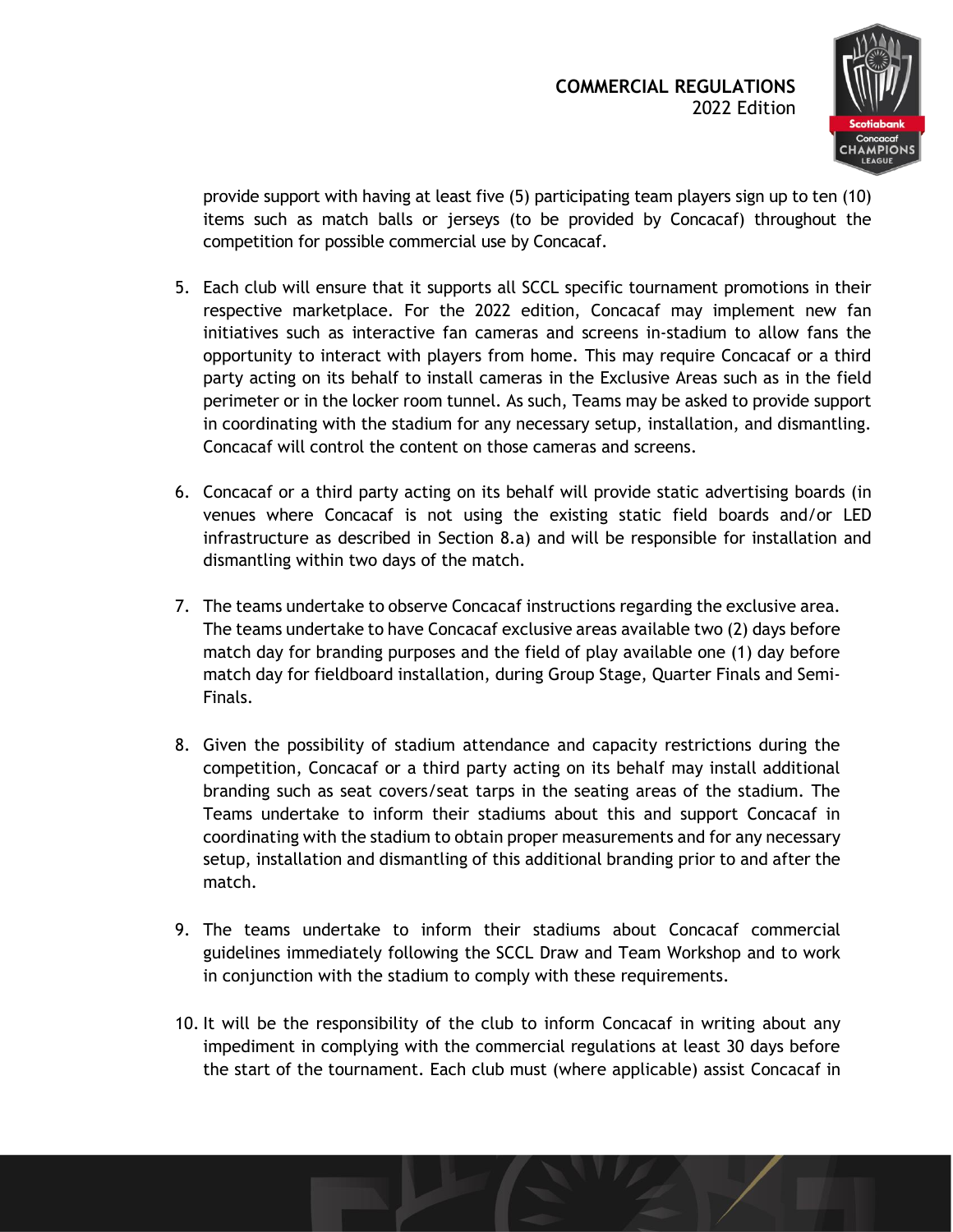provide support with having at least five (5) participating team players sign up to ten (10) items such as match balls or jerseys (to be provided by Concacaf) throughout the competition for possible commercial use by Concacaf.

5. Each club will ensure that it supports all SCCL specific tournament promotions in their respective marketplace. For the 2022 edition, Concacaf may implement new fan initiatives such as interactive fan cameras and screens in-stadium to allow fans the opportunity to interact with players from home. This may require Concacaf or a third party acting on its behalf to install cameras in the Exclusive Areas such as in the field perimeter or in the locker room tunnel. As such, Teams may be asked to provide support in coordinating with the stadium for any necessary setup, installation, and dismantling. Concacaf will control the content on those cameras and screens.

6. Concacaf or a third party acting on its behalf will provide static advertising boards (in venues where Concacaf is not using the existing static field boards and/or LED infrastructure as described in Section 8.a) and will be responsible for installation and dismantling within two days of the match.

7. The teams undertake to observe Concacaf instructions regarding the exclusive area. The teams undertake to have Concacaf exclusive areas available two (2) days before match day for branding purposes and the field of play available one (1) day before match day for fieldboard installation, during Group Stage, Quarter Finals and Semi-Finals.

8. Given the possibility of stadium attendance and capacity restrictions during the competition, Concacaf or a third party acting on its behalf may install additional branding such as seat covers/seat tarps in the seating areas of the stadium. The Teams undertake to inform their stadiums about this and support Concacaf in coordinating with the stadium to obtain proper measurements and for any necessary setup, installation and dismantling of this additional branding prior to and after the match.

9. The teams undertake to inform their stadiums about Concacaf commercial guidelines immediately following the SCCL Draw and Team Workshop and to work in conjunction with the stadium to comply with these requirements.

10. It will be the responsibility of the club to inform Concacaf in writing about any impediment in complying with the commercial regulations at least 30 days before the start of the tournament. Each club must (where applicable) assist Concacaf in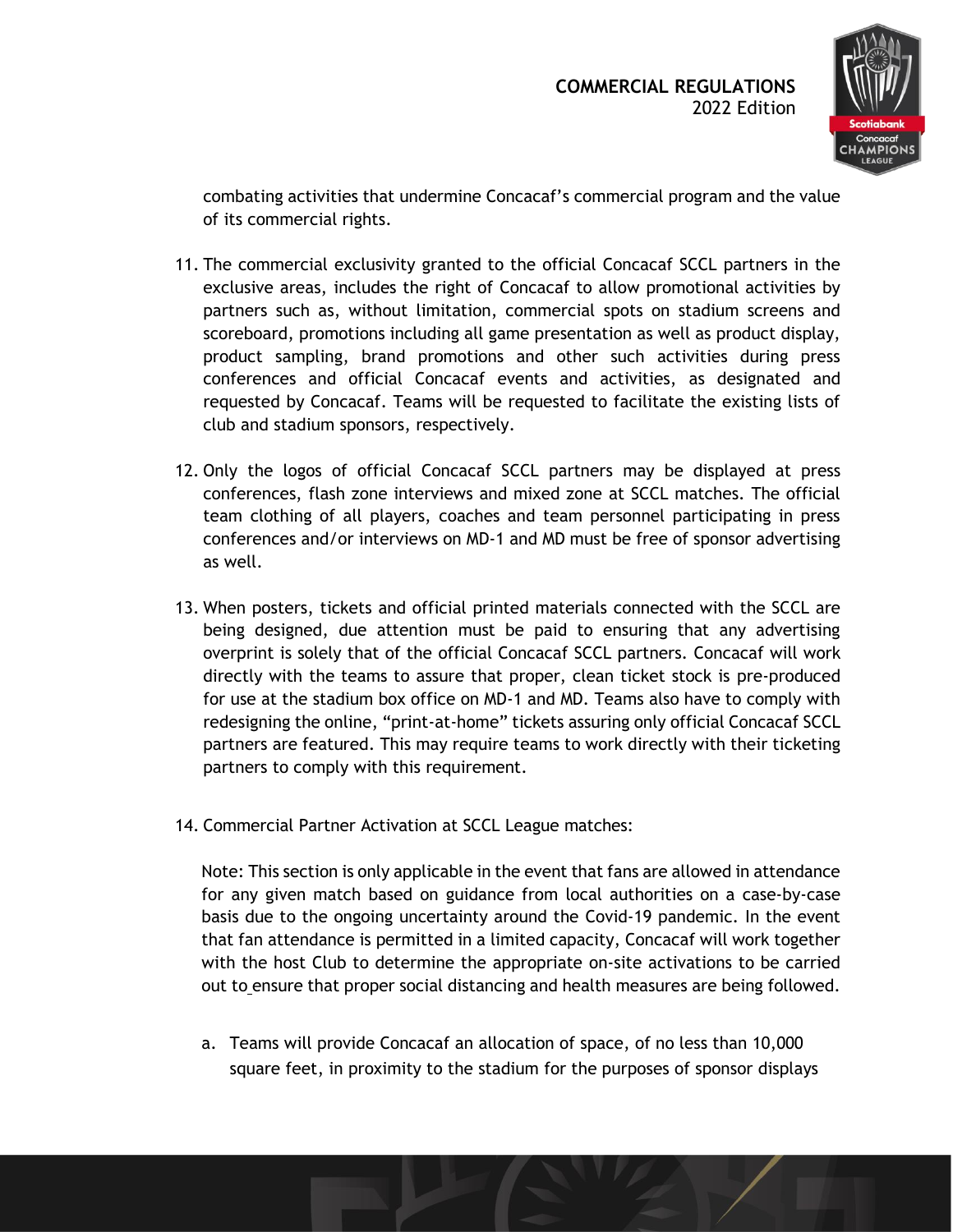combating activities that undermine Concacaf's commercial program and the value of its commercial rights.

11. The commercial exclusivity granted to the official Concacaf SCCL partners in the exclusive areas, includes the right of Concacaf to allow promotional activities by partners such as, without limitation, commercial spots on stadium screens and scoreboard, promotions including all game presentation as well as product display, product sampling, brand promotions and other such activities during press conferences and official Concacaf events and activities, as designated and requested by Concacaf. Teams will be requested to facilitate the existing lists of club and stadium sponsors, respectively.

12. Only the logos of official Concacaf SCCL partners may be displayed at press conferences, flash zone interviews and mixed zone at SCCL matches. The official team clothing of all players, coaches and team personnel participating in press conferences and/or interviews on MD-1 and MD must be free of sponsor advertising as well.

13. When posters, tickets and official printed materials connected with the SCCL are being designed, due attention must be paid to ensuring that any advertising overprint is solely that of the official Concacaf SCCL partners. Concacaf will work directly with the teams to assure that proper, clean ticket stock is pre-produced for use at the stadium box office on MD-1 and MD. Teams also have to comply with redesigning the online, "print-at-home" tickets assuring only official Concacaf SCCL partners are featured. This may require teams to work directly with their ticketing partners to comply with this requirement.

14. Commercial Partner Activation at SCCL League matches:

    Note: This section is only applicable in the event that fans are allowed in attendance for any given match based on guidance from local authorities on a case-by-case basis due to the ongoing uncertainty around the Covid-19 pandemic. In the event that fan attendance is permitted in a limited capacity, Concacaf will work together with the host Club to determine the appropriate on-site activations to be carried out to ensure that proper social distancing and health measures are being followed.

    a. Teams will provide Concacaf an allocation of space, of no less than 10,000 square feet, in proximity to the stadium for the purposes of sponsor displays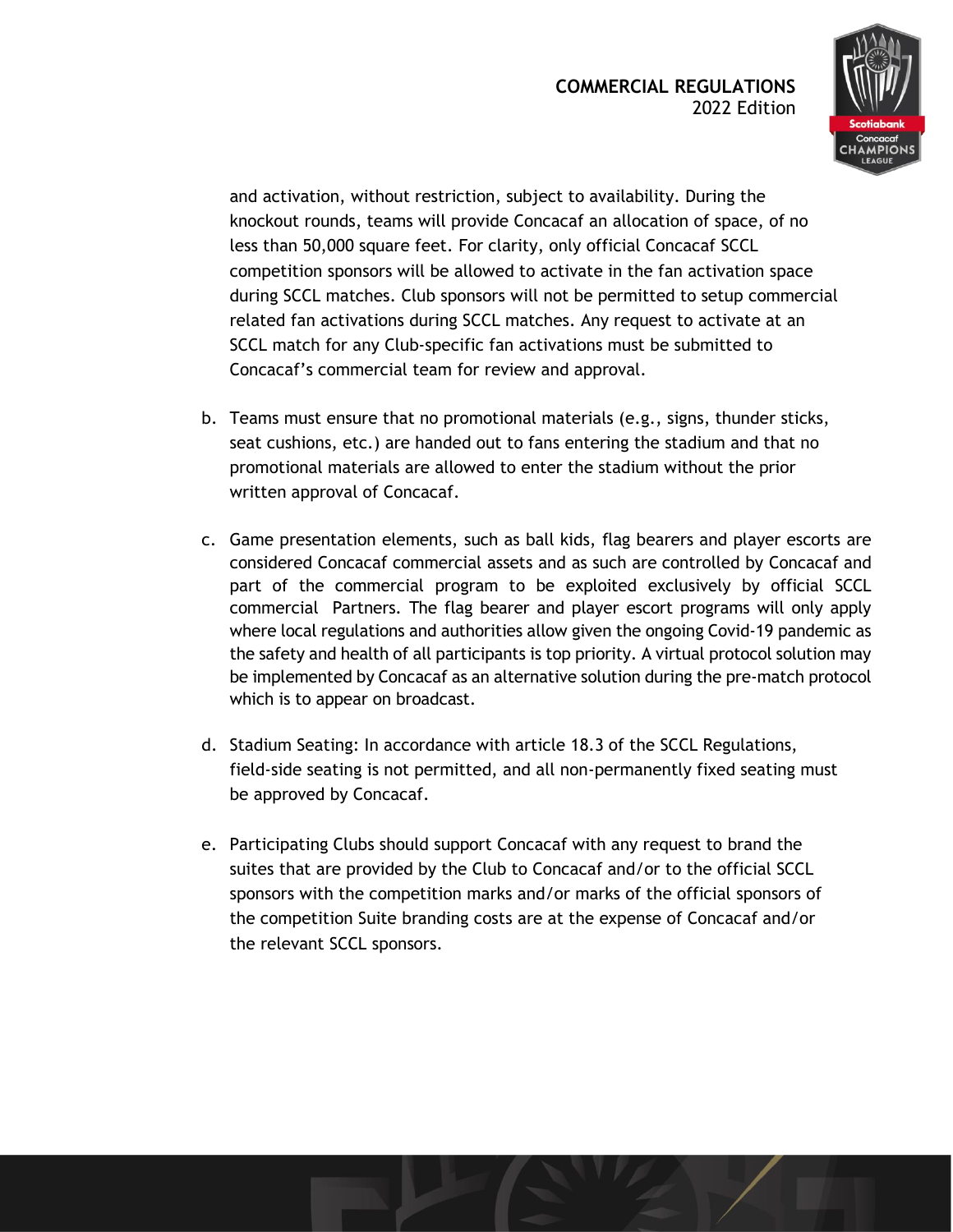and activation, without restriction, subject to availability. During the knockout rounds, teams will provide Concacaf an allocation of space, of no less than 50,000 square feet. For clarity, only official Concacaf SCCL competition sponsors will be allowed to activate in the fan activation space during SCCL matches. Club sponsors will not be permitted to setup commercial related fan activations during SCCL matches. Any request to activate at an SCCL match for any Club-specific fan activations must be submitted to Concacaf's commercial team for review and approval.

b. Teams must ensure that no promotional materials (e.g., signs, thunder sticks, seat cushions, etc.) are handed out to fans entering the stadium and that no promotional materials are allowed to enter the stadium without the prior written approval of Concacaf.

c. Game presentation elements, such as ball kids, flag bearers and player escorts are considered Concacaf commercial assets and as such are controlled by Concacaf and part of the commercial program to be exploited exclusively by official SCCL commercial Partners. The flag bearer and player escort programs will only apply where local regulations and authorities allow given the ongoing Covid-19 pandemic as the safety and health of all participants is top priority. A virtual protocol solution may be implemented by Concacaf as an alternative solution during the pre-match protocol which is to appear on broadcast.

d. Stadium Seating: In accordance with article 18.3 of the SCCL Regulations, field-side seating is not permitted, and all non-permanently fixed seating must be approved by Concacaf.

e. Participating Clubs should support Concacaf with any request to brand the suites that are provided by the Club to Concacaf and/or to the official SCCL sponsors with the competition marks and/or marks of the official sponsors of the competition Suite branding costs are at the expense of Concacaf and/or the relevant SCCL sponsors.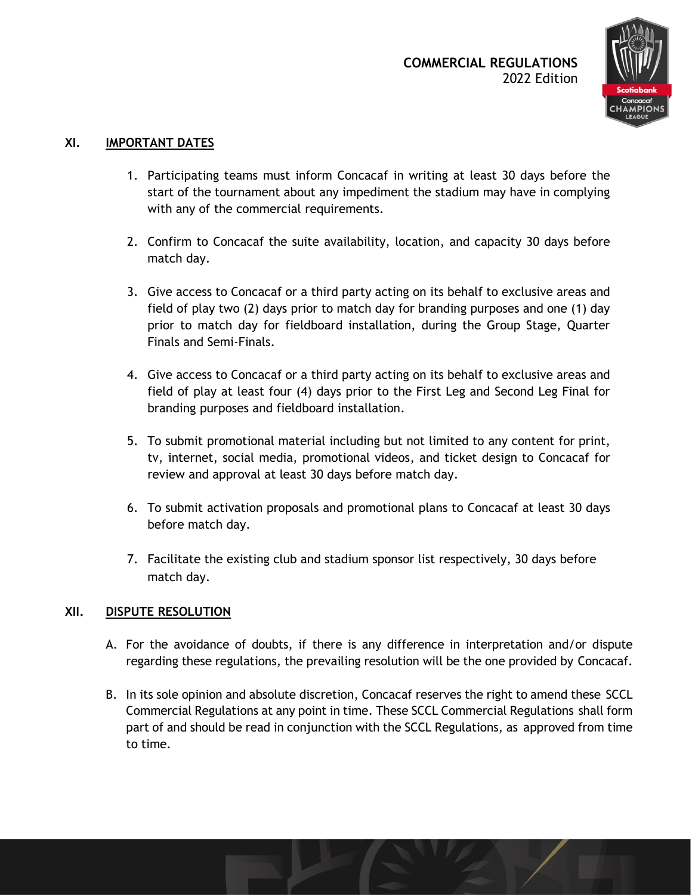## XI. IMPORTANT DATES

1. Participating teams must inform Concacaf in writing at least 30 days before the start of the tournament about any impediment the stadium may have in complying with any of the commercial requirements.

2. Confirm to Concacaf the suite availability, location, and capacity 30 days before match day.

3. Give access to Concacaf or a third party acting on its behalf to exclusive areas and field of play two (2) days prior to match day for branding purposes and one (1) day prior to match day for fieldboard installation, during the Group Stage, Quarter Finals and Semi-Finals.

4. Give access to Concacaf or a third party acting on its behalf to exclusive areas and field of play at least four (4) days prior to the First Leg and Second Leg Final for branding purposes and fieldboard installation.

5. To submit promotional material including but not limited to any content for print, tv, internet, social media, promotional videos, and ticket design to Concacaf for review and approval at least 30 days before match day.

6. To submit activation proposals and promotional plans to Concacaf at least 30 days before match day.

7. Facilitate the existing club and stadium sponsor list respectively, 30 days before match day.

## XII. DISPUTE RESOLUTION

A. For the avoidance of doubts, if there is any difference in interpretation and/or dispute regarding these regulations, the prevailing resolution will be the one provided by Concacaf.

B. In its sole opinion and absolute discretion, Concacaf reserves the right to amend these SCCL Commercial Regulations at any point in time. These SCCL Commercial Regulations shall form part of and should be read in conjunction with the SCCL Regulations, as approved from time to time.